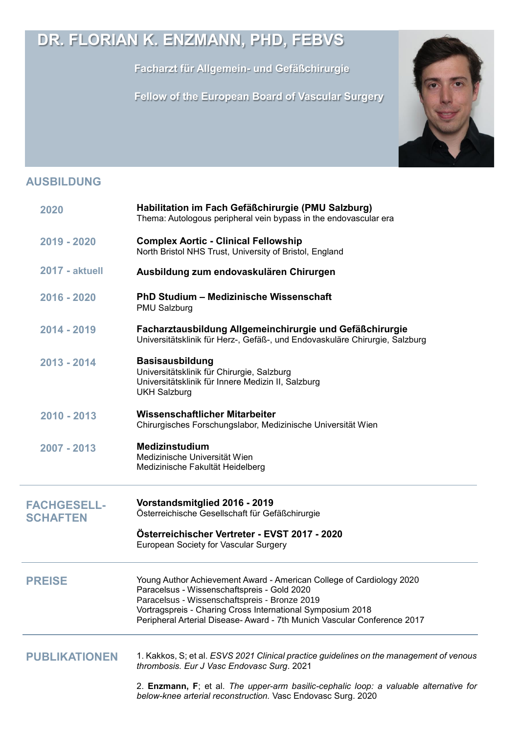# DR. FLORIAN K. ENZMANN, PHD, FEBVS

**Facharzt für Allgemein- und Gefäßchirurgie**

**Fellow of the European Board of Vascular Surgery**

## AUSBILDUNG

**2020** — **Habilitation im Fach Gefäßchirurgie (PMU Salzburg)**
Thema: Autologous peripheral vein bypass in the endovascular era

**2019 - 2020** — **Complex Aortic - Clinical Fellowship**
North Bristol NHS Trust, University of Bristol, England

**2017 - aktuell** — **Ausbildung zum endovaskulären Chirurgen**

**2016 - 2020** — **PhD Studium – Medizinische Wissenschaft**
PMU Salzburg

**2014 - 2019** — **Facharztausbildung Allgemeinchirurgie und Gefäßchirurgie**
Universitätsklinik für Herz-, Gefäß-, und Endovaskuläre Chirurgie, Salzburg

**2013 - 2014** — **Basisausbildung**
Universitätsklinik für Chirurgie, Salzburg
Universitätsklinik für Innere Medizin II, Salzburg
UKH Salzburg

**2010 - 2013** — **Wissenschaftlicher Mitarbeiter**
Chirurgisches Forschungslabor, Medizinische Universität Wien

**2007 - 2013** — **Medizinstudium**
Medizinische Universität Wien
Medizinische Fakultät Heidelberg

## FACHGESELLSCHAFTEN

**Vorstandsmitglied 2016 - 2019**
Österreichische Gesellschaft für Gefäßchirurgie

**Österreichischer Vertreter - EVST 2017 - 2020**
European Society for Vascular Surgery

## PREISE

Young Author Achievement Award - American College of Cardiology 2020
Paracelsus - Wissenschaftspreis - Gold 2020
Paracelsus - Wissenschaftspreis - Bronze 2019
Vortragspreis - Charing Cross International Symposium 2018
Peripheral Arterial Disease- Award - 7th Munich Vascular Conference 2017

## PUBLIKATIONEN

1. Kakkos, S; et al. *ESVS 2021 Clinical practice guidelines on the management of venous thrombosis. Eur J Vasc Endovasc Surg*. 2021

2. **Enzmann, F**; et al. *The upper-arm basilic-cephalic loop: a valuable alternative for below-knee arterial reconstruction.* Vasc Endovasc Surg. 2020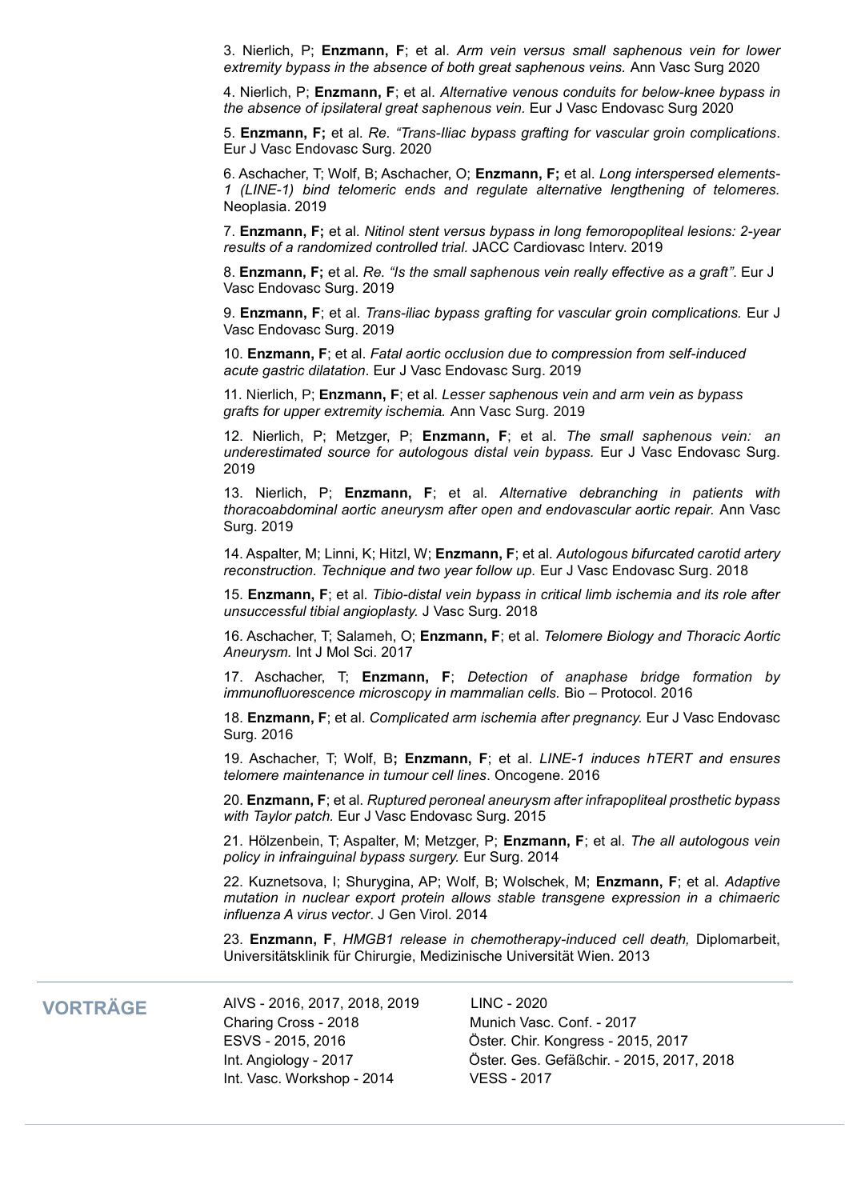3. Nierlich, P; **Enzmann, F**; et al. *Arm vein versus small saphenous vein for lower extremity bypass in the absence of both great saphenous veins.* Ann Vasc Surg 2020

4. Nierlich, P; **Enzmann, F**; et al. *Alternative venous conduits for below-knee bypass in the absence of ipsilateral great saphenous vein.* Eur J Vasc Endovasc Surg 2020

5. **Enzmann, F;** et al. *Re. "Trans-Iliac bypass grafting for vascular groin complications*. Eur J Vasc Endovasc Surg. 2020

6. Aschacher, T; Wolf, B; Aschacher, O; **Enzmann, F;** et al. *Long interspersed elements-1 (LINE-1) bind telomeric ends and regulate alternative lengthening of telomeres.* Neoplasia. 2019

7. **Enzmann, F;** et al. *Nitinol stent versus bypass in long femoropopliteal lesions: 2-year results of a randomized controlled trial.* JACC Cardiovasc Interv. 2019

8. **Enzmann, F;** et al. *Re. "Is the small saphenous vein really effective as a graft"*. Eur J Vasc Endovasc Surg. 2019

9. **Enzmann, F**; et al. *Trans-iliac bypass grafting for vascular groin complications.* Eur J Vasc Endovasc Surg. 2019

10. **Enzmann, F**; et al. *Fatal aortic occlusion due to compression from self-induced acute gastric dilatation*. Eur J Vasc Endovasc Surg. 2019

11. Nierlich, P; **Enzmann, F**; et al. *Lesser saphenous vein and arm vein as bypass grafts for upper extremity ischemia.* Ann Vasc Surg. 2019

12. Nierlich, P; Metzger, P; **Enzmann, F**; et al. *The small saphenous vein: an underestimated source for autologous distal vein bypass.* Eur J Vasc Endovasc Surg. 2019

13. Nierlich, P; **Enzmann, F**; et al. *Alternative debranching in patients with thoracoabdominal aortic aneurysm after open and endovascular aortic repair.* Ann Vasc Surg. 2019

14. Aspalter, M; Linni, K; Hitzl, W; **Enzmann, F**; et al. *Autologous bifurcated carotid artery reconstruction. Technique and two year follow up.* Eur J Vasc Endovasc Surg. 2018

15. **Enzmann, F**; et al. *Tibio-distal vein bypass in critical limb ischemia and its role after unsuccessful tibial angioplasty.* J Vasc Surg. 2018

16. Aschacher, T; Salameh, O; **Enzmann, F**; et al. *Telomere Biology and Thoracic Aortic Aneurysm.* Int J Mol Sci. 2017

17. Aschacher, T; **Enzmann, F**; *Detection of anaphase bridge formation by immunofluorescence microscopy in mammalian cells.* Bio – Protocol. 2016

18. **Enzmann, F**; et al. *Complicated arm ischemia after pregnancy.* Eur J Vasc Endovasc Surg. 2016

19. Aschacher, T; Wolf, B**; Enzmann, F**; et al. *LINE-1 induces hTERT and ensures telomere maintenance in tumour cell lines*. Oncogene. 2016

20. **Enzmann, F**; et al. *Ruptured peroneal aneurysm after infrapopliteal prosthetic bypass with Taylor patch.* Eur J Vasc Endovasc Surg. 2015

21. Hölzenbein, T; Aspalter, M; Metzger, P; **Enzmann, F**; et al. *The all autologous vein policy in infrainguinal bypass surgery.* Eur Surg. 2014

22. Kuznetsova, I; Shurygina, AP; Wolf, B; Wolschek, M; **Enzmann, F**; et al. *Adaptive mutation in nuclear export protein allows stable transgene expression in a chimaeric influenza A virus vector*. J Gen Virol. 2014

23. **Enzmann, F**, *HMGB1 release in chemotherapy-induced cell death,* Diplomarbeit, Universitätsklinik für Chirurgie, Medizinische Universität Wien. 2013

## VORTRÄGE

AIVS - 2016, 2017, 2018, 2019
Charing Cross - 2018
ESVS - 2015, 2016
Int. Angiology - 2017
Int. Vasc. Workshop - 2014
LINC - 2020
Munich Vasc. Conf. - 2017
Öster. Chir. Kongress - 2015, 2017
Öster. Ges. Gefäßchir. - 2015, 2017, 2018
VESS - 2017